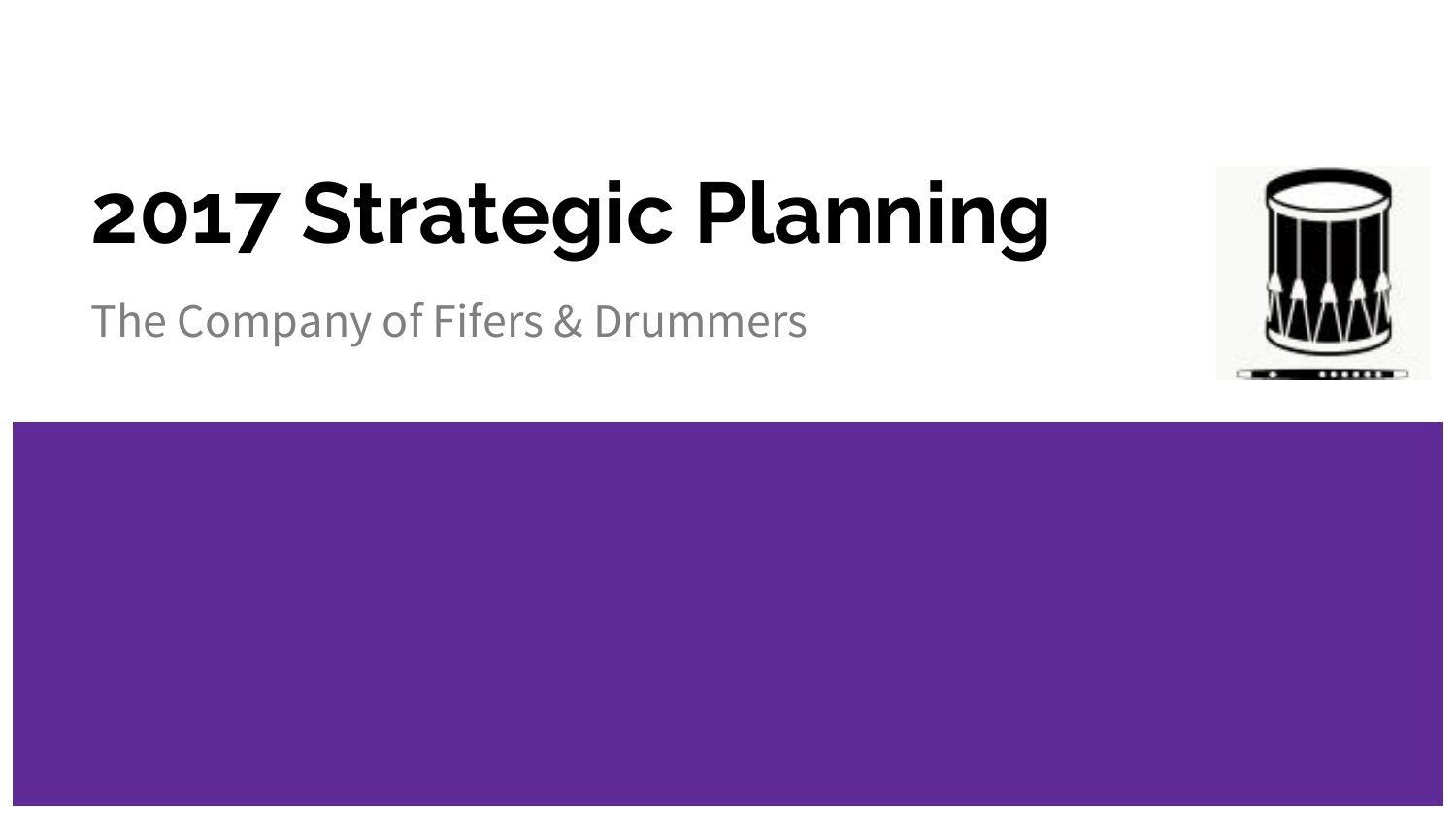# 2017 Strategic Planning

The Company of Fifers & Drummers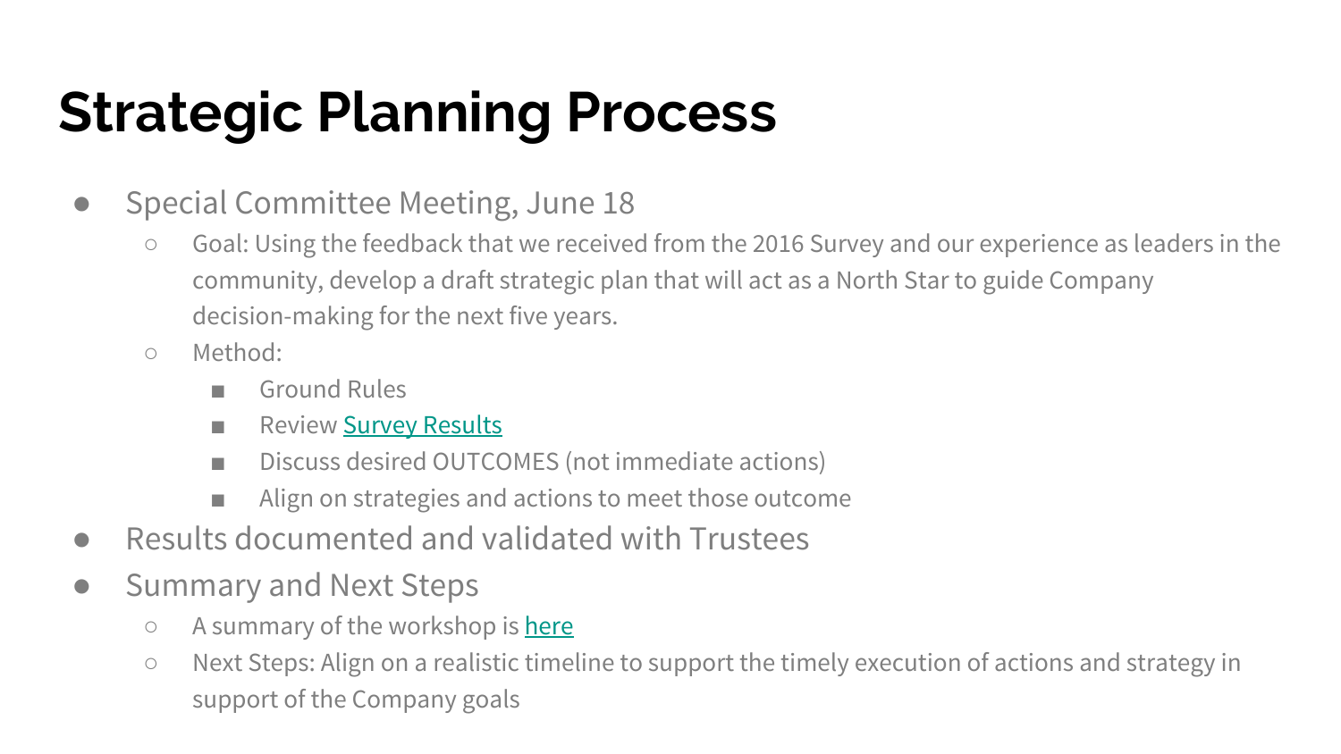# Strategic Planning Process

- Special Committee Meeting, June 18
  - Goal: Using the feedback that we received from the 2016 Survey and our experience as leaders in the community, develop a draft strategic plan that will act as a North Star to guide Company decision-making for the next five years.
  - Method:
    - Ground Rules
    - Review Survey Results
    - Discuss desired OUTCOMES (not immediate actions)
    - Align on strategies and actions to meet those outcome
- Results documented and validated with Trustees
- Summary and Next Steps
  - A summary of the workshop is here
  - Next Steps: Align on a realistic timeline to support the timely execution of actions and strategy in support of the Company goals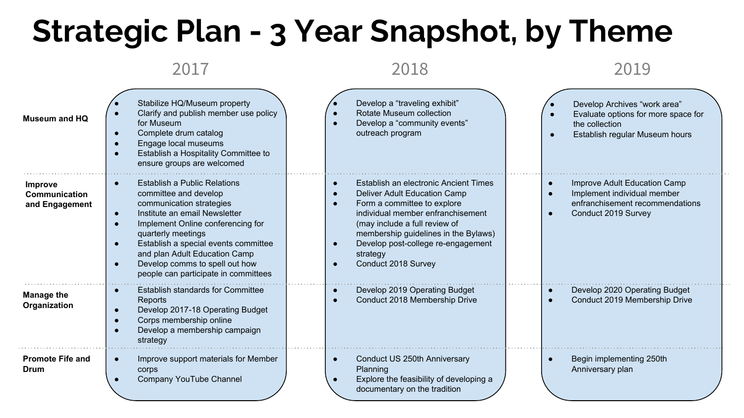# Strategic Plan - 3 Year Snapshot, by Theme

| | 2017 | 2018 | 2019 |
|---|---|---|---|
| **Museum and HQ** | • Stabilize HQ/Museum property<br>• Clarify and publish member use policy for Museum<br>• Complete drum catalog<br>• Engage local museums<br>• Establish a Hospitality Committee to ensure groups are welcomed | • Develop a "traveling exhibit"<br>• Rotate Museum collection<br>• Develop a "community events" outreach program | • Develop Archives "work area"<br>• Evaluate options for more space for the collection<br>• Establish regular Museum hours |
| **Improve Communication and Engagement** | • Establish a Public Relations committee and develop communication strategies<br>• Institute an email Newsletter<br>• Implement Online conferencing for quarterly meetings<br>• Establish a special events committee and plan Adult Education Camp<br>• Develop comms to spell out how people can participate in committees | • Establish an electronic Ancient Times<br>• Deliver Adult Education Camp<br>• Form a committee to explore individual member enfranchisement (may include a full review of membership guidelines in the Bylaws)<br>• Develop post-college re-engagement strategy<br>• Conduct 2018 Survey | • Improve Adult Education Camp<br>• Implement individual member enfranchisement recommendations<br>• Conduct 2019 Survey |
| **Manage the Organization** | • Establish standards for Committee Reports<br>• Develop 2017-18 Operating Budget<br>• Corps membership online<br>• Develop a membership campaign strategy | • Develop 2019 Operating Budget<br>• Conduct 2018 Membership Drive | • Develop 2020 Operating Budget<br>• Conduct 2019 Membership Drive |
| **Promote Fife and Drum** | • Improve support materials for Member corps<br>• Company YouTube Channel | • Conduct US 250th Anniversary Planning<br>• Explore the feasibility of developing a documentary on the tradition | • Begin implementing 250th Anniversary plan |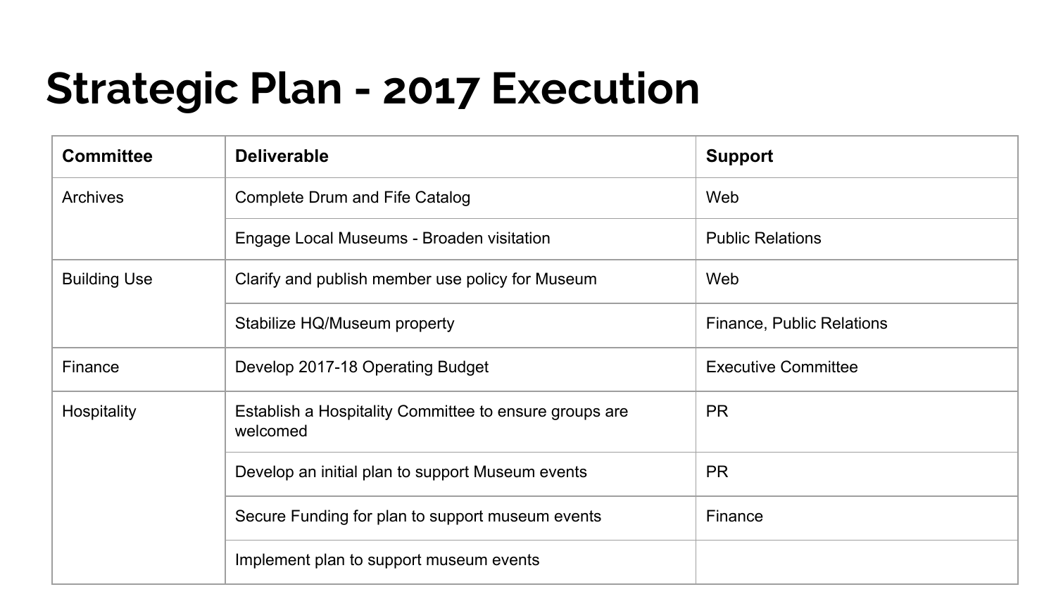# Strategic Plan - 2017 Execution

| Committee | Deliverable | Support |
|---|---|---|
| Archives | Complete Drum and Fife Catalog | Web |
| | Engage Local Museums - Broaden visitation | Public Relations |
| Building Use | Clarify and publish member use policy for Museum | Web |
| | Stabilize HQ/Museum property | Finance, Public Relations |
| Finance | Develop 2017-18 Operating Budget | Executive Committee |
| Hospitality | Establish a Hospitality Committee to ensure groups are welcomed | PR |
| | Develop an initial plan to support Museum events | PR |
| | Secure Funding for plan to support museum events | Finance |
| | Implement plan to support museum events | |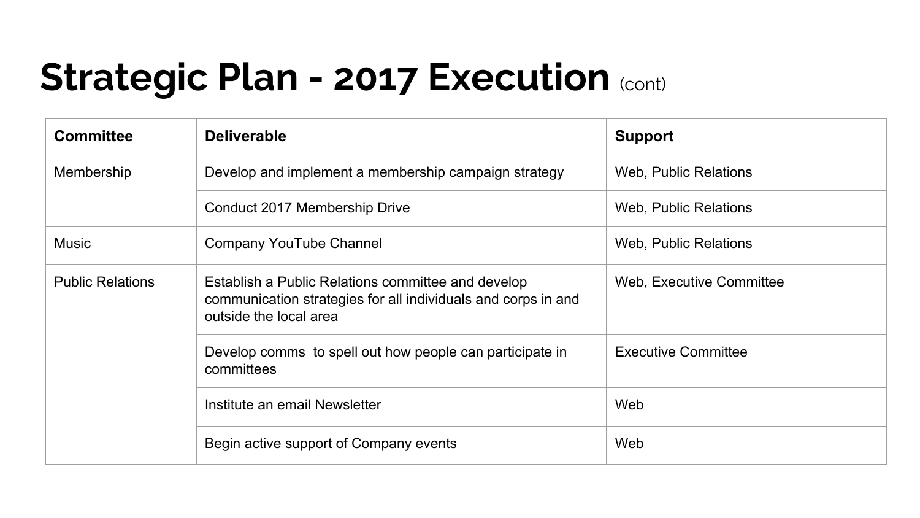# Strategic Plan - 2017 Execution (cont)

| Committee | Deliverable | Support |
| --- | --- | --- |
| Membership | Develop and implement a membership campaign strategy | Web, Public Relations |
| | Conduct 2017 Membership Drive | Web, Public Relations |
| Music | Company YouTube Channel | Web, Public Relations |
| Public Relations | Establish a Public Relations committee and develop communication strategies for all individuals and corps in and outside the local area | Web, Executive Committee |
| | Develop comms to spell out how people can participate in committees | Executive Committee |
| | Institute an email Newsletter | Web |
| | Begin active support of Company events | Web |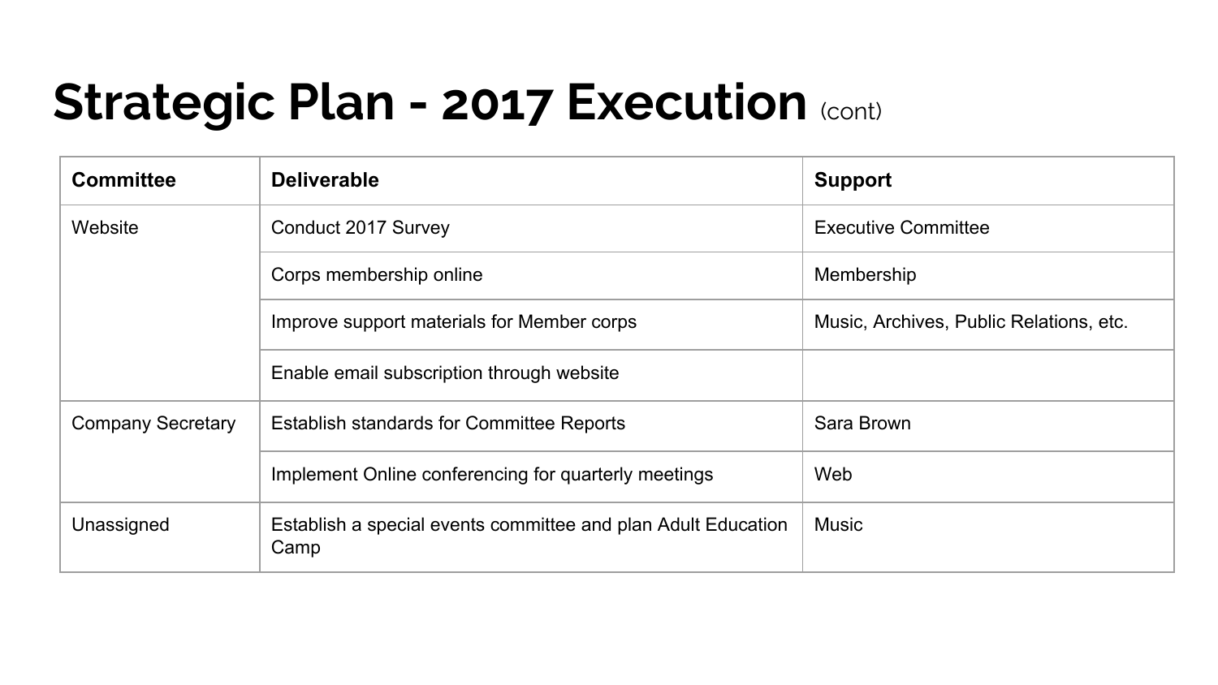# Strategic Plan - 2017 Execution (cont)

| Committee | Deliverable | Support |
|---|---|---|
| Website | Conduct 2017 Survey | Executive Committee |
| | Corps membership online | Membership |
| | Improve support materials for Member corps | Music, Archives, Public Relations, etc. |
| | Enable email subscription through website | |
| Company Secretary | Establish standards for Committee Reports | Sara Brown |
| | Implement Online conferencing for quarterly meetings | Web |
| Unassigned | Establish a special events committee and plan Adult Education Camp | Music |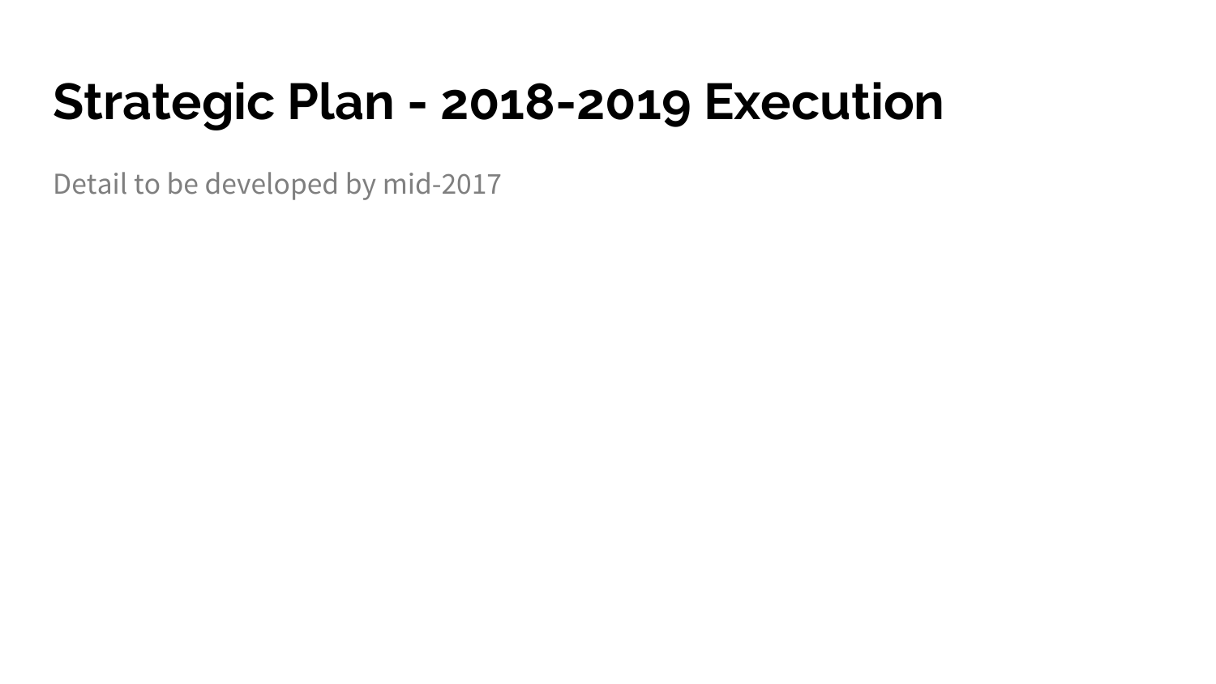# Strategic Plan - 2018-2019 Execution

Detail to be developed by mid-2017